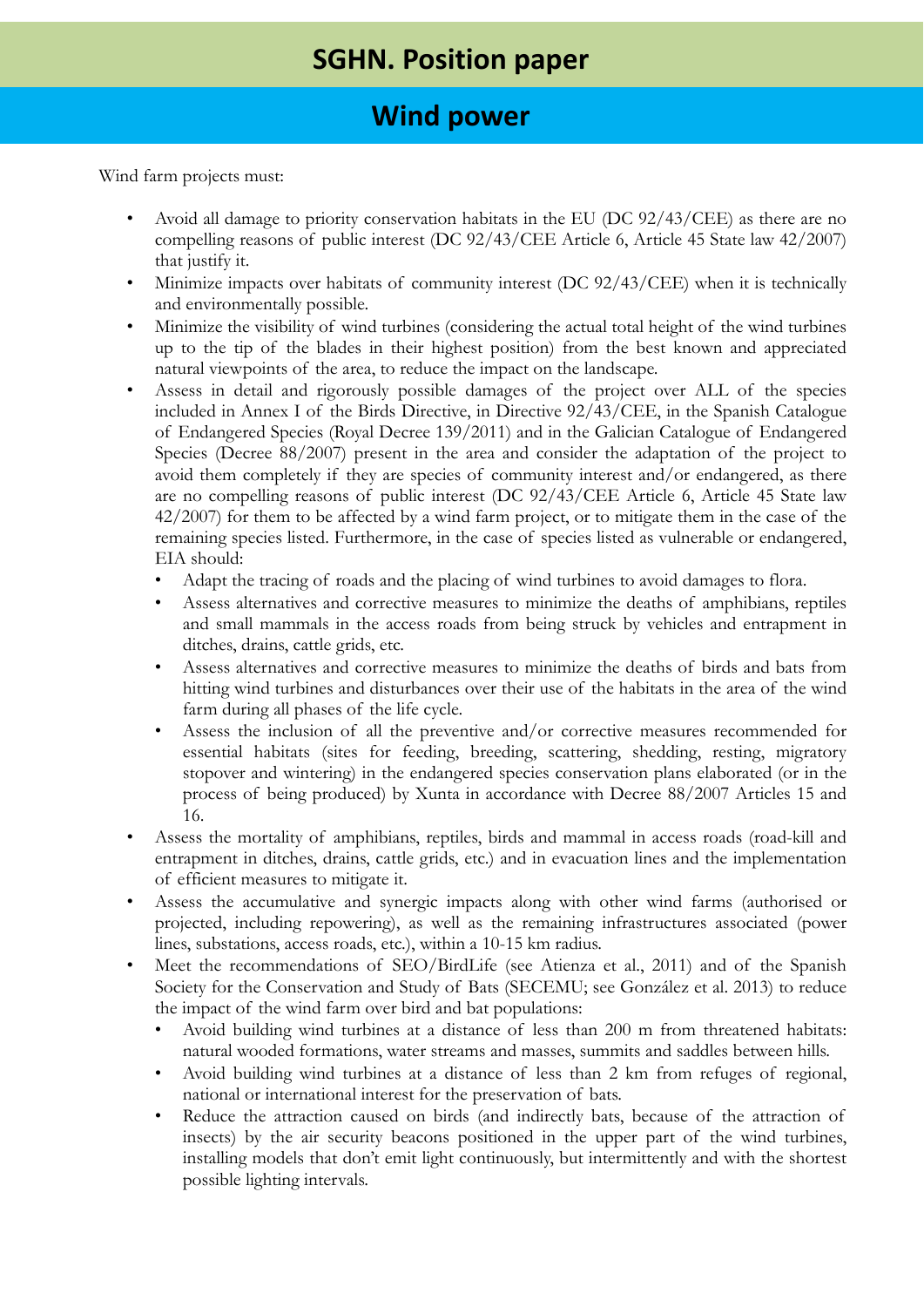# SGHN. Position paper

## Wind power

Wind farm projects must:

- Avoid all damage to priority conservation habitats in the EU (DC 92/43/CEE) as there are no compelling reasons of public interest (DC 92/43/CEE Article 6, Article 45 State law 42/2007) that justify it.
- Minimize impacts over habitats of community interest (DC 92/43/CEE) when it is technically and environmentally possible.
- Minimize the visibility of wind turbines (considering the actual total height of the wind turbines up to the tip of the blades in their highest position) from the best known and appreciated natural viewpoints of the area, to reduce the impact on the landscape.
- Assess in detail and rigorously possible damages of the project over ALL of the species included in Annex I of the Birds Directive, in Directive 92/43/CEE, in the Spanish Catalogue of Endangered Species (Royal Decree 139/2011) and in the Galician Catalogue of Endangered Species (Decree 88/2007) present in the area and consider the adaptation of the project to avoid them completely if they are species of community interest and/or endangered, as there are no compelling reasons of public interest (DC 92/43/CEE Article 6, Article 45 State law 42/2007) for them to be affected by a wind farm project, or to mitigate them in the case of the remaining species listed. Furthermore, in the case of species listed as vulnerable or endangered, EIA should:
  - Adapt the tracing of roads and the placing of wind turbines to avoid damages to flora.
  - Assess alternatives and corrective measures to minimize the deaths of amphibians, reptiles and small mammals in the access roads from being struck by vehicles and entrapment in ditches, drains, cattle grids, etc.
  - Assess alternatives and corrective measures to minimize the deaths of birds and bats from hitting wind turbines and disturbances over their use of the habitats in the area of the wind farm during all phases of the life cycle.
  - Assess the inclusion of all the preventive and/or corrective measures recommended for essential habitats (sites for feeding, breeding, scattering, shedding, resting, migratory stopover and wintering) in the endangered species conservation plans elaborated (or in the process of being produced) by Xunta in accordance with Decree 88/2007 Articles 15 and 16.
- Assess the mortality of amphibians, reptiles, birds and mammal in access roads (road-kill and entrapment in ditches, drains, cattle grids, etc.) and in evacuation lines and the implementation of efficient measures to mitigate it.
- Assess the accumulative and synergic impacts along with other wind farms (authorised or projected, including repowering), as well as the remaining infrastructures associated (power lines, substations, access roads, etc.), within a 10-15 km radius.
- Meet the recommendations of SEO/BirdLife (see Atienza et al., 2011) and of the Spanish Society for the Conservation and Study of Bats (SECEMU; see González et al. 2013) to reduce the impact of the wind farm over bird and bat populations:
  - Avoid building wind turbines at a distance of less than 200 m from threatened habitats: natural wooded formations, water streams and masses, summits and saddles between hills.
  - Avoid building wind turbines at a distance of less than 2 km from refuges of regional, national or international interest for the preservation of bats.
  - Reduce the attraction caused on birds (and indirectly bats, because of the attraction of insects) by the air security beacons positioned in the upper part of the wind turbines, installing models that don't emit light continuously, but intermittently and with the shortest possible lighting intervals.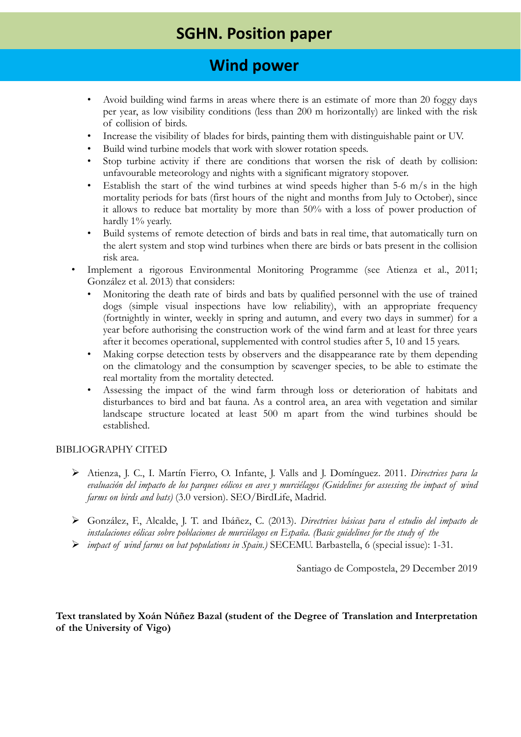# SGHN. Position paper

## Wind power

  - Avoid building wind farms in areas where there is an estimate of more than 20 foggy days per year, as low visibility conditions (less than 200 m horizontally) are linked with the risk of collision of birds.
  - Increase the visibility of blades for birds, painting them with distinguishable paint or UV.
  - Build wind turbine models that work with slower rotation speeds.
  - Stop turbine activity if there are conditions that worsen the risk of death by collision: unfavourable meteorology and nights with a significant migratory stopover.
  - Establish the start of the wind turbines at wind speeds higher than 5-6 m/s in the high mortality periods for bats (first hours of the night and months from July to October), since it allows to reduce bat mortality by more than 50% with a loss of power production of hardly 1% yearly.
  - Build systems of remote detection of birds and bats in real time, that automatically turn on the alert system and stop wind turbines when there are birds or bats present in the collision risk area.
- Implement a rigorous Environmental Monitoring Programme (see Atienza et al., 2011; González et al. 2013) that considers:
  - Monitoring the death rate of birds and bats by qualified personnel with the use of trained dogs (simple visual inspections have low reliability), with an appropriate frequency (fortnightly in winter, weekly in spring and autumn, and every two days in summer) for a year before authorising the construction work of the wind farm and at least for three years after it becomes operational, supplemented with control studies after 5, 10 and 15 years.
  - Making corpse detection tests by observers and the disappearance rate by them depending on the climatology and the consumption by scavenger species, to be able to estimate the real mortality from the mortality detected.
  - Assessing the impact of the wind farm through loss or deterioration of habitats and disturbances to bird and bat fauna. As a control area, an area with vegetation and similar landscape structure located at least 500 m apart from the wind turbines should be established.

BIBLIOGRAPHY CITED

- Atienza, J. C., I. Martín Fierro, O. Infante, J. Valls and J. Domínguez. 2011. *Directrices para la evaluación del impacto de los parques eólicos en aves y murciélagos (Guidelines for assessing the impact of wind farms on birds and bats)* (3.0 version). SEO/BirdLife, Madrid.

- González, F., Alcalde, J. T. and Ibáñez, C. (2013). *Directrices básicas para el estudio del impacto de instalaciones eólicas sobre poblaciones de murciélagos en España. (Basic guidelines for the study of the*
- *impact of wind farms on bat populations in Spain.)* SECEMU. Barbastella, 6 (special issue): 1-31.

Santiago de Compostela, 29 December 2019

**Text translated by Xoán Núñez Bazal (student of the Degree of Translation and Interpretation of the University of Vigo)**